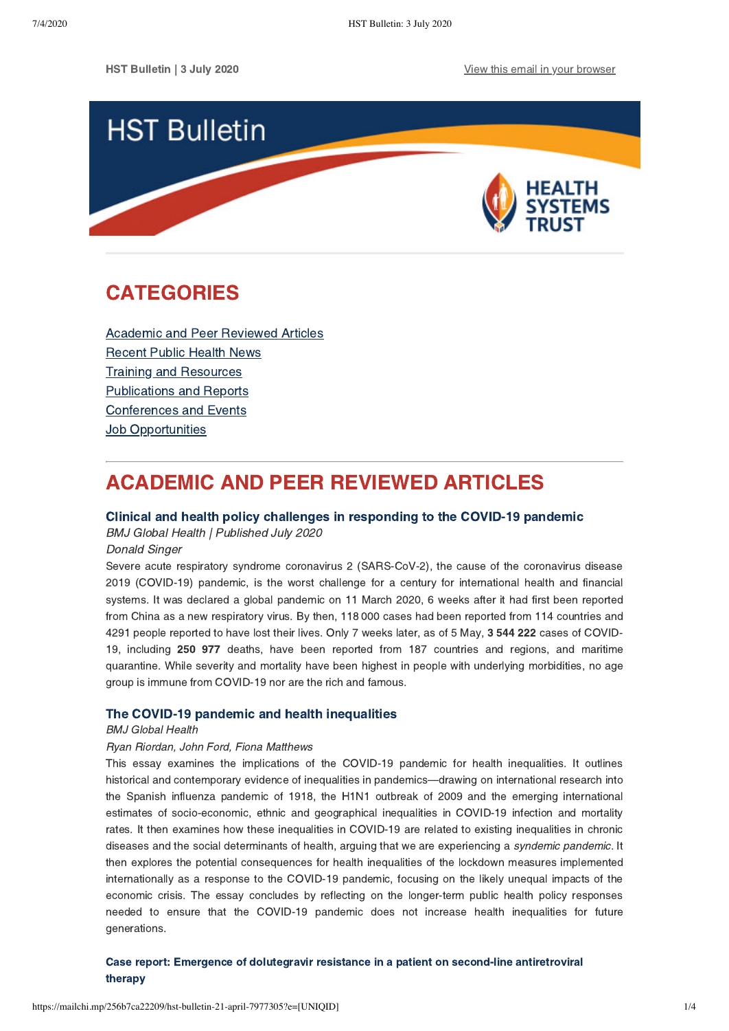HST Bulletin | 3 July 2020 View this email in your browser

# HST Bulletin

## CATEGORIES

Academic and Peer Reviewed Articles
Recent Public Health News
Training and Resources
Publications and Reports
Conferences and Events
Job Opportunities

## ACADEMIC AND PEER REVIEWED ARTICLES

### Clinical and health policy challenges in responding to the COVID-19 pandemic

*BMJ Global Health | Published July 2020*

*Donald Singer*

Severe acute respiratory syndrome coronavirus 2 (SARS-CoV-2), the cause of the coronavirus disease 2019 (COVID-19) pandemic, is the worst challenge for a century for international health and financial systems. It was declared a global pandemic on 11 March 2020, 6 weeks after it had first been reported from China as a new respiratory virus. By then, 118 000 cases had been reported from 114 countries and 4291 people reported to have lost their lives. Only 7 weeks later, as of 5 May, **3 544 222** cases of COVID-19, including **250 977** deaths, have been reported from 187 countries and regions, and maritime quarantine. While severity and mortality have been highest in people with underlying morbidities, no age group is immune from COVID-19 nor are the rich and famous.

### The COVID-19 pandemic and health inequalities

*BMJ Global Health*

*Ryan Riordan, John Ford, Fiona Matthews*

This essay examines the implications of the COVID-19 pandemic for health inequalities. It outlines historical and contemporary evidence of inequalities in pandemics—drawing on international research into the Spanish influenza pandemic of 1918, the H1N1 outbreak of 2009 and the emerging international estimates of socio-economic, ethnic and geographical inequalities in COVID-19 infection and mortality rates. It then examines how these inequalities in COVID-19 are related to existing inequalities in chronic diseases and the social determinants of health, arguing that we are experiencing a *syndemic pandemic*. It then explores the potential consequences for health inequalities of the lockdown measures implemented internationally as a response to the COVID-19 pandemic, focusing on the likely unequal impacts of the economic crisis. The essay concludes by reflecting on the longer-term public health policy responses needed to ensure that the COVID-19 pandemic does not increase health inequalities for future generations.

### Case report: Emergence of dolutegravir resistance in a patient on second-line antiretroviral therapy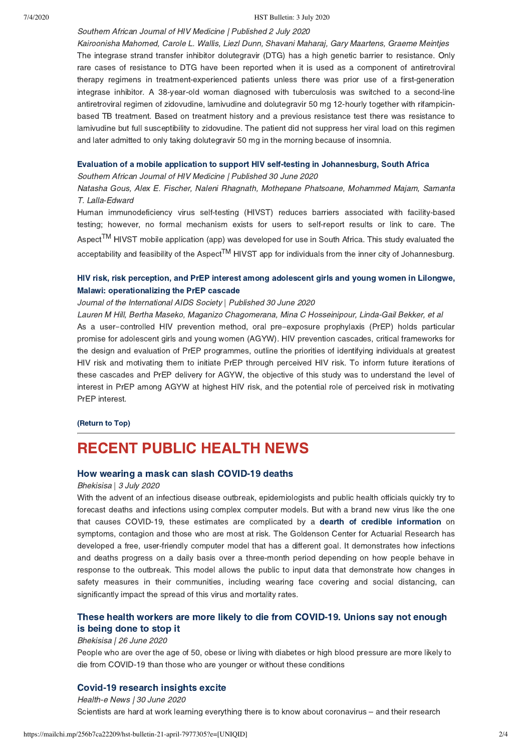*Southern African Journal of HIV Medicine | Published 2 July 2020*

*Kairoonisha Mahomed, Carole L. Wallis, Liezl Dunn, Shavani Maharaj, Gary Maartens, Graeme Meintjes*

The integrase strand transfer inhibitor dolutegravir (DTG) has a high genetic barrier to resistance. Only rare cases of resistance to DTG have been reported when it is used as a component of antiretroviral therapy regimens in treatment-experienced patients unless there was prior use of a first-generation integrase inhibitor. A 38-year-old woman diagnosed with tuberculosis was switched to a second-line antiretroviral regimen of zidovudine, lamivudine and dolutegravir 50 mg 12-hourly together with rifampicin-based TB treatment. Based on treatment history and a previous resistance test there was resistance to lamivudine but full susceptibility to zidovudine. The patient did not suppress her viral load on this regimen and later admitted to only taking dolutegravir 50 mg in the morning because of insomnia.

### Evaluation of a mobile application to support HIV self-testing in Johannesburg, South Africa

*Southern African Journal of HIV Medicine | Published 30 June 2020*

*Natasha Gous, Alex E. Fischer, Naleni Rhagnath, Mothepane Phatsoane, Mohammed Majam, Samanta T. Lalla-Edward*

Human immunodeficiency virus self-testing (HIVST) reduces barriers associated with facility-based testing; however, no formal mechanism exists for users to self-report results or link to care. The Aspect™ HIVST mobile application (app) was developed for use in South Africa. This study evaluated the acceptability and feasibility of the Aspect™ HIVST app for individuals from the inner city of Johannesburg.

### HIV risk, risk perception, and PrEP interest among adolescent girls and young women in Lilongwe, Malawi: operationalizing the PrEP cascade

*Journal of the International AIDS Society | Published 30 June 2020*

*Lauren M Hill, Bertha Maseko, Maganizo Chagomerana, Mina C Hosseinipour, Linda-Gail Bekker, et al*

As a user-controlled HIV prevention method, oral pre-exposure prophylaxis (PrEP) holds particular promise for adolescent girls and young women (AGYW). HIV prevention cascades, critical frameworks for the design and evaluation of PrEP programmes, outline the priorities of identifying individuals at greatest HIV risk and motivating them to initiate PrEP through perceived HIV risk. To inform future iterations of these cascades and PrEP delivery for AGYW, the objective of this study was to understand the level of interest in PrEP among AGYW at highest HIV risk, and the potential role of perceived risk in motivating PrEP interest.

**(Return to Top)**

---

## RECENT PUBLIC HEALTH NEWS

### How wearing a mask can slash COVID-19 deaths

*Bhekisisa | 3 July 2020*

With the advent of an infectious disease outbreak, epidemiologists and public health officials quickly try to forecast deaths and infections using complex computer models. But with a brand new virus like the one that causes COVID-19, these estimates are complicated by a **dearth of credible information** on symptoms, contagion and those who are most at risk. The Goldenson Center for Actuarial Research has developed a free, user-friendly computer model that has a different goal. It demonstrates how infections and deaths progress on a daily basis over a three-month period depending on how people behave in response to the outbreak. This model allows the public to input data that demonstrate how changes in safety measures in their communities, including wearing face covering and social distancing, can significantly impact the spread of this virus and mortality rates.

### These health workers are more likely to die from COVID-19. Unions say not enough is being done to stop it

*Bhekisisa | 26 June 2020*

People who are over the age of 50, obese or living with diabetes or high blood pressure are more likely to die from COVID-19 than those who are younger or without these conditions

### Covid-19 research insights excite

*Health-e News | 30 June 2020*

Scientists are hard at work learning everything there is to know about coronavirus – and their research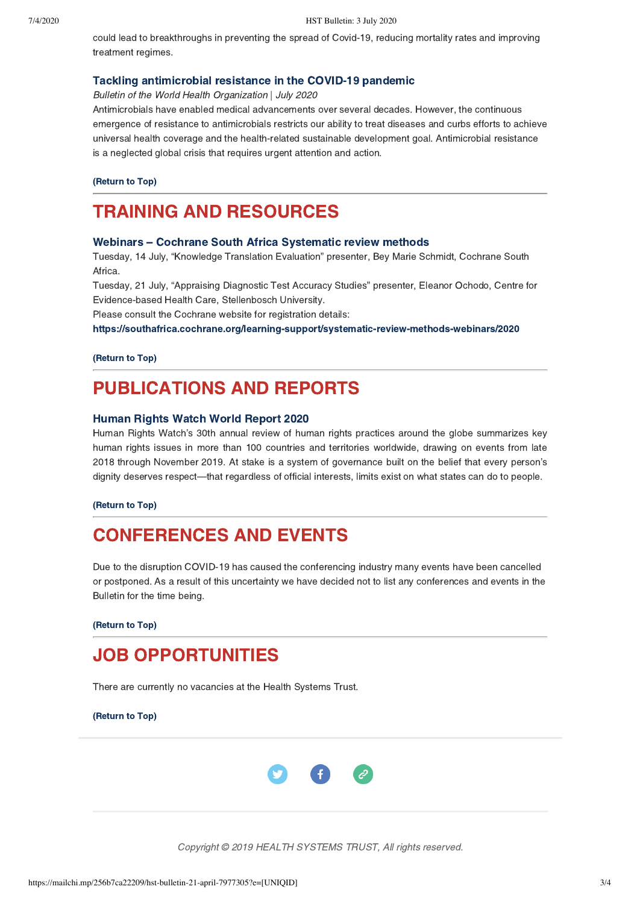could lead to breakthroughs in preventing the spread of Covid-19, reducing mortality rates and improving treatment regimes.

### Tackling antimicrobial resistance in the COVID-19 pandemic

*Bulletin of the World Health Organization | July 2020*

Antimicrobials have enabled medical advancements over several decades. However, the continuous emergence of resistance to antimicrobials restricts our ability to treat diseases and curbs efforts to achieve universal health coverage and the health-related sustainable development goal. Antimicrobial resistance is a neglected global crisis that requires urgent attention and action.

**(Return to Top)**

---

## TRAINING AND RESOURCES

### Webinars – Cochrane South Africa Systematic review methods

Tuesday, 14 July, "Knowledge Translation Evaluation" presenter, Bey Marie Schmidt, Cochrane South Africa.

Tuesday, 21 July, "Appraising Diagnostic Test Accuracy Studies" presenter, Eleanor Ochodo, Centre for Evidence-based Health Care, Stellenbosch University.

Please consult the Cochrane website for registration details:

**https://southafrica.cochrane.org/learning-support/systematic-review-methods-webinars/2020**

**(Return to Top)**

---

## PUBLICATIONS AND REPORTS

### Human Rights Watch World Report 2020

Human Rights Watch's 30th annual review of human rights practices around the globe summarizes key human rights issues in more than 100 countries and territories worldwide, drawing on events from late 2018 through November 2019. At stake is a system of governance built on the belief that every person's dignity deserves respect—that regardless of official interests, limits exist on what states can do to people.

**(Return to Top)**

---

## CONFERENCES AND EVENTS

Due to the disruption COVID-19 has caused the conferencing industry many events have been cancelled or postponed. As a result of this uncertainty we have decided not to list any conferences and events in the Bulletin for the time being.

**(Return to Top)**

---

## JOB OPPORTUNITIES

There are currently no vacancies at the Health Systems Trust.

**(Return to Top)**

---

*Copyright © 2019 HEALTH SYSTEMS TRUST, All rights reserved.*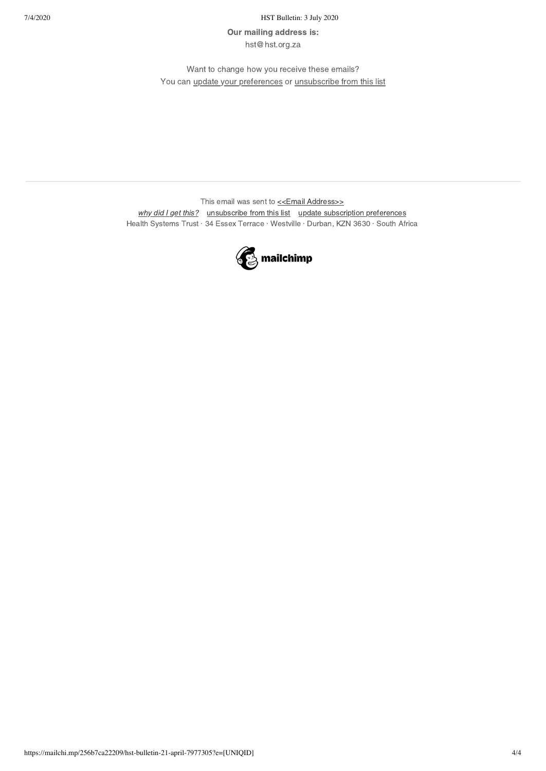**Our mailing address is:**
hst@hst.org.za

Want to change how you receive these emails?
You can update your preferences or unsubscribe from this list

This email was sent to <<Email Address>>
*why did I get this?* unsubscribe from this list update subscription preferences
Health Systems Trust · 34 Essex Terrace · Westville · Durban, KZN 3630 · South Africa

mailchimp